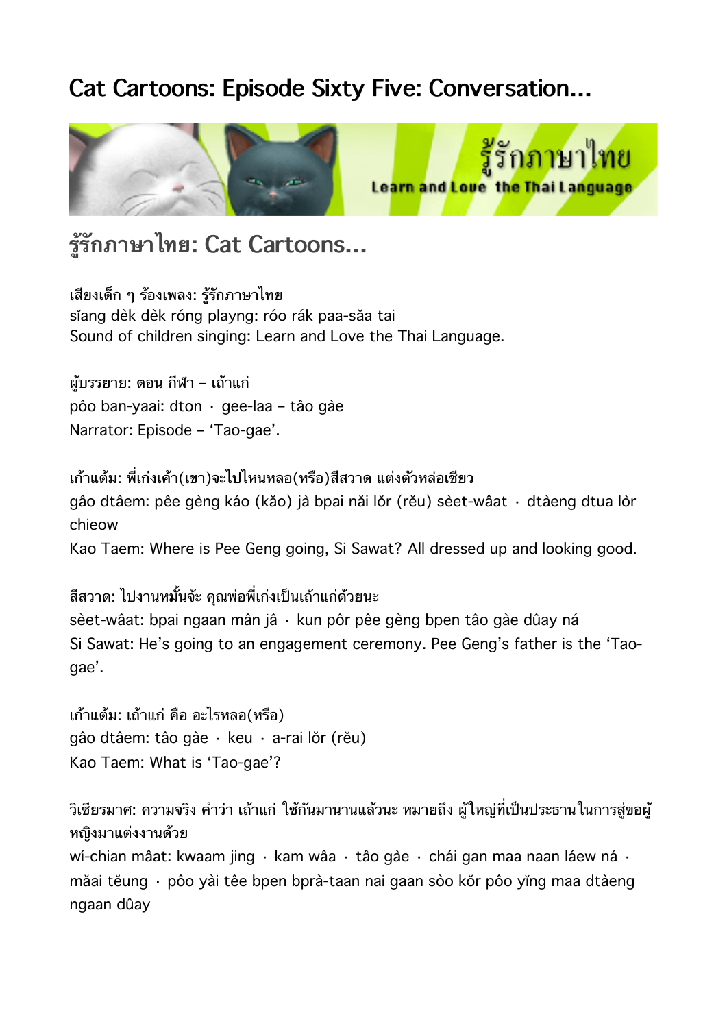# Cat Cartoons: Episode Sixty Five: Conversation...

## รู้รักภาษาไทย: Cat Cartoons...

เสียงเด็ก ๆ ร้องเพลง: รู้รักภาษาไทย
sĭang dèk dèk róng playng: róo rák paa-săa tai
Sound of children singing: Learn and Love the Thai Language.

ผู้บรรยาย: ตอน กีฬา – เถ้าแก่
pôo ban-yaai: dton · gee-laa – tâo gàe
Narrator: Episode – 'Tao-gae'.

เก้าแต้ม: พี่เก่งเค้า(เขา)จะไปไหนหลอ(หรือ)สีสวาด แต่งตัวหล่อเชียว
gâo dtâem: pêe gèng káo (kăo) jà bpai năi lŏr (rĕu) sèet-wâat · dtàeng dtua lòr chieow
Kao Taem: Where is Pee Geng going, Si Sawat? All dressed up and looking good.

สีสวาด: ไปงานหมั้นจ้ะ คุณพ่อพี่เก่งเป็นเถ้าแก่ด้วยนะ
sèet-wâat: bpai ngaan mân jâ · kun pôr pêe gèng bpen tâo gàe dûay ná
Si Sawat: He's going to an engagement ceremony. Pee Geng's father is the 'Tao-gae'.

เก้าแต้ม: เถ้าแก่ คือ อะไรหลอ(หรือ)
gâo dtâem: tâo gàe · keu · a-rai lŏr (rĕu)
Kao Taem: What is 'Tao-gae'?

วิเชียรมาศ: ความจริง คำว่า เถ้าแก่ ใช้กันมานานแล้วนะ หมายถึง ผู้ใหญ่ที่เป็นประธานในการสู่ขอผู้หญิงมาแต่งงานด้วย
wí-chian mâat: kwaam jing · kam wâa · tâo gàe · chái gan maa naan láew ná · măai tĕung · pôo yài têe bpen bprà-taan nai gaan sòo kŏr pôo yĭng maa dtàeng ngaan dûay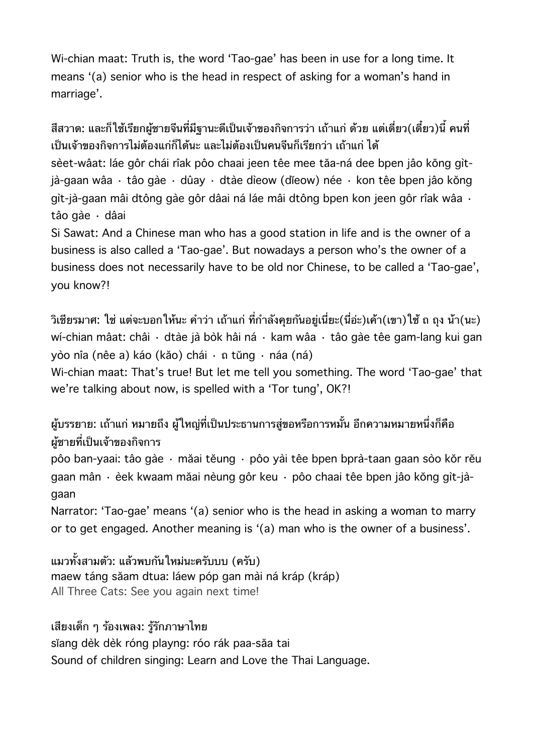Wi-chian maat: Truth is, the word 'Tao-gae' has been in use for a long time. It means '(a) senior who is the head in respect of asking for a woman's hand in marriage'.

สีสวาด: และก็ใช้เรียกผู้ชายจีนที่มีฐานะดีเป็นเจ้าของกิจการว่า เถ้าแก่ ด้วย แต่เดี่ยว(เดี๋ยว)นี้ คนที่เป็นเจ้าของกิจการไม่ต้องแก่ก็ได้นะ และไม่ต้องเป็นคนจีนก็เรียกว่า เถ้าแก่ ได้
sèet-wâat: láe gôr chái rîak pôo chaai jeen têe mee tăa-ná dee bpen jâo kŏng gìt-jà-gaan wâa · tâo gàe · dûay · dtàe dìeow (dĭeow) née · kon têe bpen jâo kŏng gìt-jà-gaan mâi dtông gàe gôr dâai ná láe mâi dtông bpen kon jeen gôr rîak wâa · tâo gàe · dâai
Si Sawat: And a Chinese man who has a good station in life and is the owner of a business is also called a 'Tao-gae'. But nowadays a person who's the owner of a business does not necessarily have to be old nor Chinese, to be called a 'Tao-gae', you know?!

วิเชียรมาศ: ใช่ แต่จะบอกให้นะ คำว่า เถ้าแก่ ที่กำลังคุยกันอยู่เนี่ยะ(นี่อ่ะ)เค้า(เขา)ใช้ ถ ถุง น้า(นะ)
wí-chian mâat: châi · dtàe jà bòk hâi ná · kam wâa · tâo gàe têe gam-lang kui gan yòo nîa (nêe a) káo (kăo) chái · ถ tŭng · náa (ná)
Wi-chian maat: That's true! But let me tell you something. The word 'Tao-gae' that we're talking about now, is spelled with a 'Tor tung', OK?!

ผู้บรรยาย: เถ้าแก่ หมายถึง ผู้ใหญ่ที่เป็นประธานการสู่ขอหรือการหมั้น อีกความหมายหนึ่งก็คือ ผู้ชายที่เป็นเจ้าของกิจการ
pôo ban-yaai: tâo gàe · măai tĕung · pôo yài têe bpen bprà-taan gaan sòo kŏr rĕu gaan mân · èek kwaam măai nèung gôr keu · pôo chaai têe bpen jâo kŏng gìt-jà-gaan
Narrator: 'Tao-gae' means '(a) senior who is the head in asking a woman to marry or to get engaged. Another meaning is '(a) man who is the owner of a business'.

แมวทั้งสามตัว: แล้วพบกันใหม่นะครับบบ (ครับ)
maew táng săam dtua: láew póp gan mài ná kráp (kráp)
All Three Cats: See you again next time!

เสียงเด็ก ๆ ร้องเพลง: รู้รักภาษาไทย
sĭang dèk dèk róng playng: róo rák paa-săa tai
Sound of children singing: Learn and Love the Thai Language.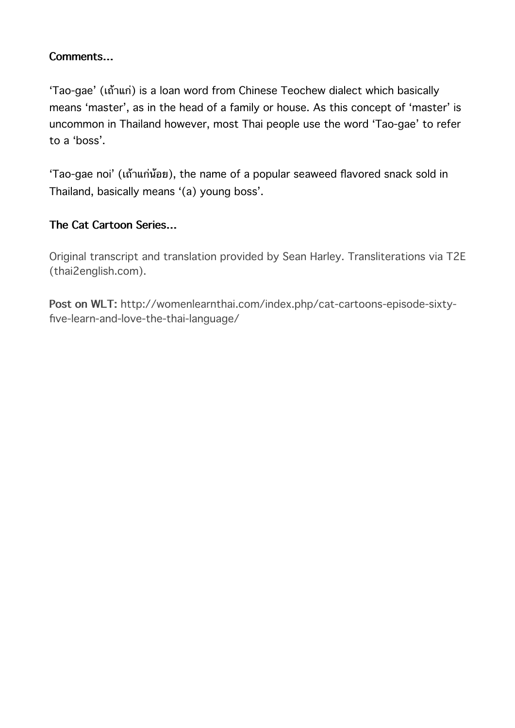### Comments…

'Tao-gae' (เถ้าแก่) is a loan word from Chinese Teochew dialect which basically means 'master', as in the head of a family or house. As this concept of 'master' is uncommon in Thailand however, most Thai people use the word 'Tao-gae' to refer to a 'boss'.

'Tao-gae noi' (เถ้าแก่น้อย), the name of a popular seaweed flavored snack sold in Thailand, basically means '(a) young boss'.

### The Cat Cartoon Series…

Original transcript and translation provided by Sean Harley. Transliterations via T2E (thai2english.com).

**Post on WLT:** http://womenlearnthai.com/index.php/cat-cartoons-episode-sixty-five-learn-and-love-the-thai-language/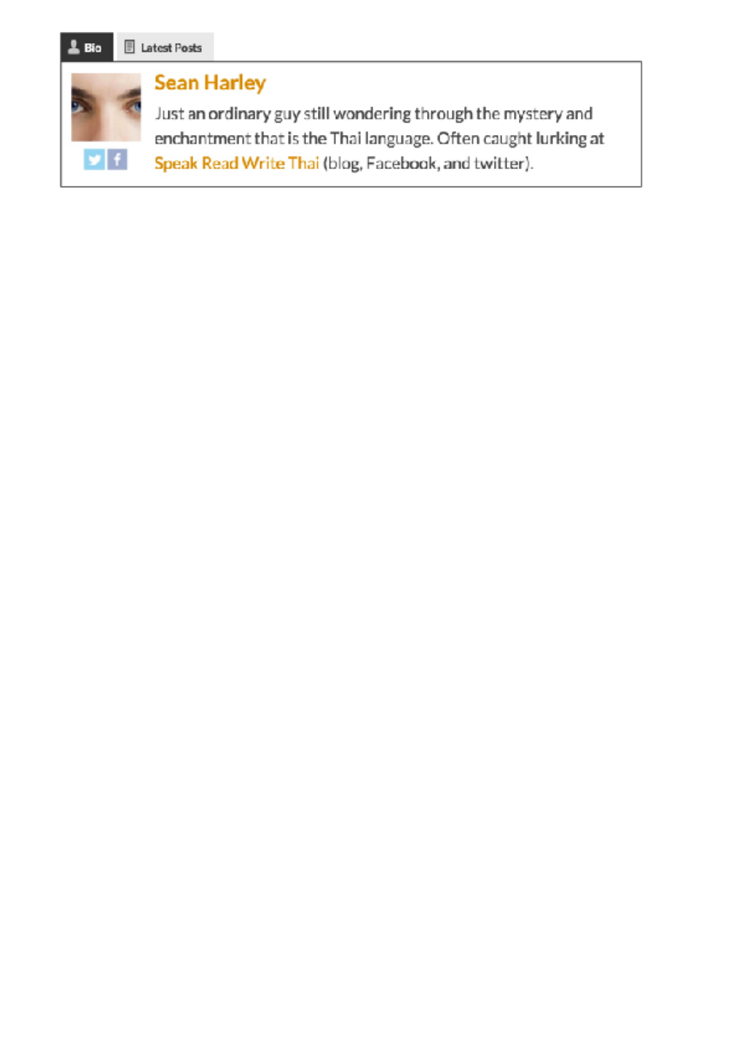Bio | Latest Posts

## Sean Harley

Just an ordinary guy still wondering through the mystery and enchantment that is the Thai language. Often caught lurking at Speak Read Write Thai (blog, Facebook, and twitter).